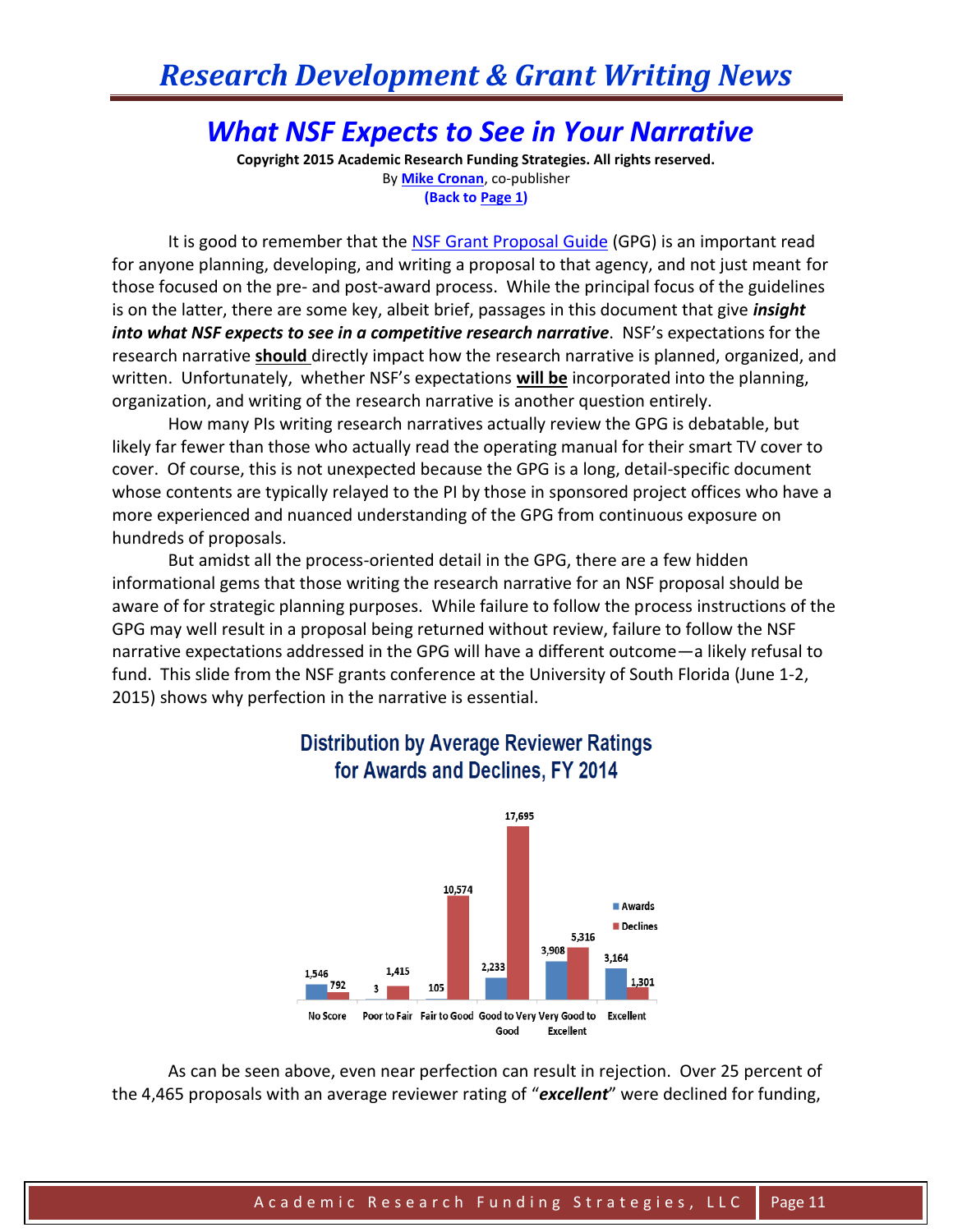# What NSF Expects to See in Your Narrative

**Copyright 2015 Academic Research Funding Strategies. All rights reserved.**
By **Mike Cronan**, co-publisher
**(Back to Page 1)**

It is good to remember that the NSF Grant Proposal Guide (GPG) is an important read for anyone planning, developing, and writing a proposal to that agency, and not just meant for those focused on the pre- and post-award process. While the principal focus of the guidelines is on the latter, there are some key, albeit brief, passages in this document that give ***insight into what NSF expects to see in a competitive research narrative***. NSF's expectations for the research narrative **should** directly impact how the research narrative is planned, organized, and written. Unfortunately, whether NSF's expectations **will be** incorporated into the planning, organization, and writing of the research narrative is another question entirely.

How many PIs writing research narratives actually review the GPG is debatable, but likely far fewer than those who actually read the operating manual for their smart TV cover to cover. Of course, this is not unexpected because the GPG is a long, detail-specific document whose contents are typically relayed to the PI by those in sponsored project offices who have a more experienced and nuanced understanding of the GPG from continuous exposure on hundreds of proposals.

But amidst all the process-oriented detail in the GPG, there are a few hidden informational gems that those writing the research narrative for an NSF proposal should be aware of for strategic planning purposes. While failure to follow the process instructions of the GPG may well result in a proposal being returned without review, failure to follow the NSF narrative expectations addressed in the GPG will have a different outcome—a likely refusal to fund. This slide from the NSF grants conference at the University of South Florida (June 1-2, 2015) shows why perfection in the narrative is essential.

**Distribution by Average Reviewer Ratings for Awards and Declines, FY 2014**

| Rating | Awards | Declines |
|---|---|---|
| No Score | 1,546 | 792 |
| Poor to Fair | 3 | 1,415 |
| Fair to Good | 105 | 10,574 |
| Good to Very Good | 2,233 | 17,695 |
| Very Good to Excellent | 3,908 | 5,316 |
| Excellent | 3,164 | 1,301 |

As can be seen above, even near perfection can result in rejection. Over 25 percent of the 4,465 proposals with an average reviewer rating of "***excellent***" were declined for funding,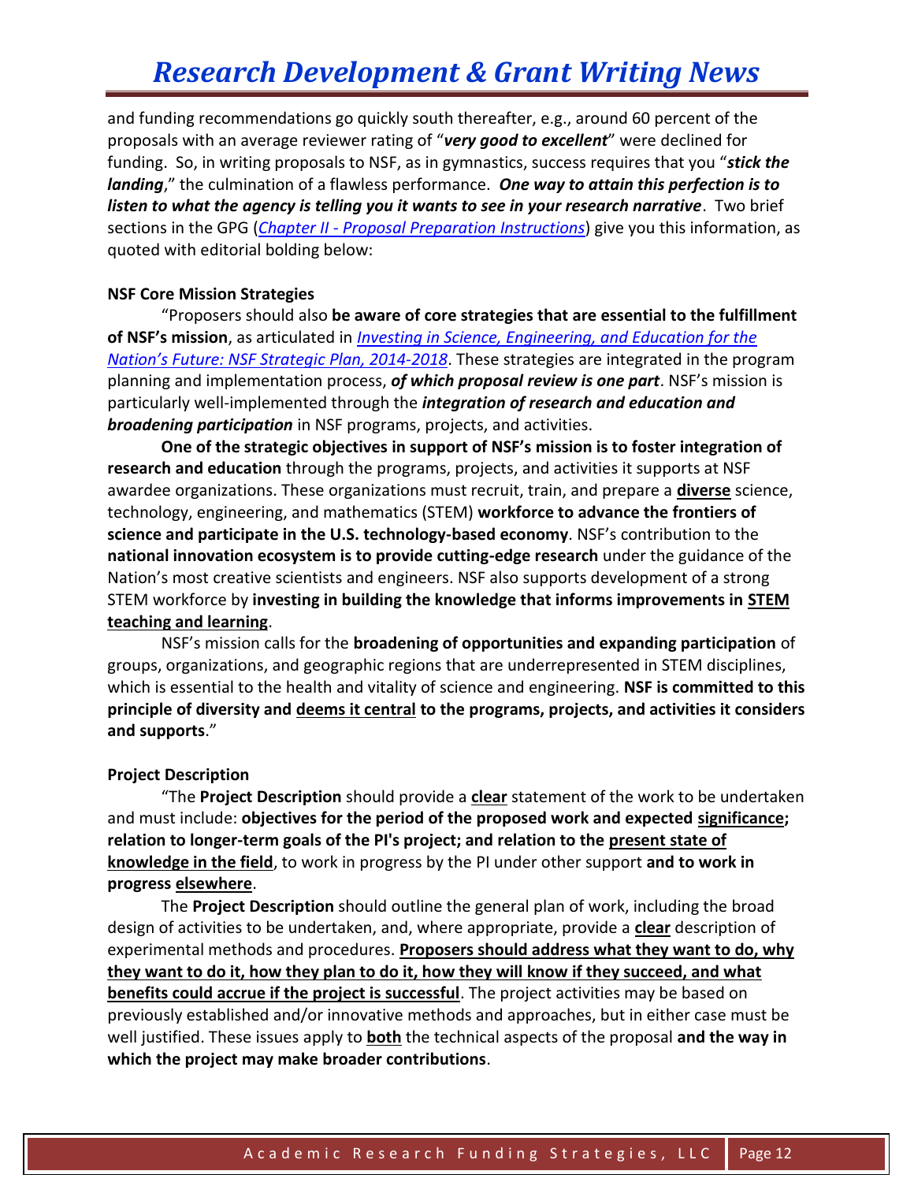and funding recommendations go quickly south thereafter, e.g., around 60 percent of the proposals with an average reviewer rating of "***very good to excellent***" were declined for funding. So, in writing proposals to NSF, as in gymnastics, success requires that you "***stick the landing***," the culmination of a flawless performance. ***One way to attain this perfection is to listen to what the agency is telling you it wants to see in your research narrative***. Two brief sections in the GPG (*Chapter II - Proposal Preparation Instructions*) give you this information, as quoted with editorial bolding below:

**NSF Core Mission Strategies**

"Proposers should also **be aware of core strategies that are essential to the fulfillment of NSF's mission**, as articulated in *Investing in Science, Engineering, and Education for the Nation's Future: NSF Strategic Plan, 2014-2018*. These strategies are integrated in the program planning and implementation process, ***of which proposal review is one part***. NSF's mission is particularly well-implemented through the ***integration of research and education and broadening participation*** in NSF programs, projects, and activities.

**One of the strategic objectives in support of NSF's mission is to foster integration of research and education** through the programs, projects, and activities it supports at NSF awardee organizations. These organizations must recruit, train, and prepare a **diverse** science, technology, engineering, and mathematics (STEM) **workforce to advance the frontiers of science and participate in the U.S. technology-based economy**. NSF's contribution to the **national innovation ecosystem is to provide cutting-edge research** under the guidance of the Nation's most creative scientists and engineers. NSF also supports development of a strong STEM workforce by **investing in building the knowledge that informs improvements in STEM teaching and learning**.

NSF's mission calls for the **broadening of opportunities and expanding participation** of groups, organizations, and geographic regions that are underrepresented in STEM disciplines, which is essential to the health and vitality of science and engineering. **NSF is committed to this principle of diversity and deems it central to the programs, projects, and activities it considers and supports**."

**Project Description**

"The **Project Description** should provide a **clear** statement of the work to be undertaken and must include: **objectives for the period of the proposed work and expected significance; relation to longer-term goals of the PI's project; and relation to the present state of knowledge in the field**, to work in progress by the PI under other support **and to work in progress elsewhere**.

The **Project Description** should outline the general plan of work, including the broad design of activities to be undertaken, and, where appropriate, provide a **clear** description of experimental methods and procedures. **Proposers should address what they want to do, why they want to do it, how they plan to do it, how they will know if they succeed, and what benefits could accrue if the project is successful**. The project activities may be based on previously established and/or innovative methods and approaches, but in either case must be well justified. These issues apply to **both** the technical aspects of the proposal **and the way in which the project may make broader contributions**.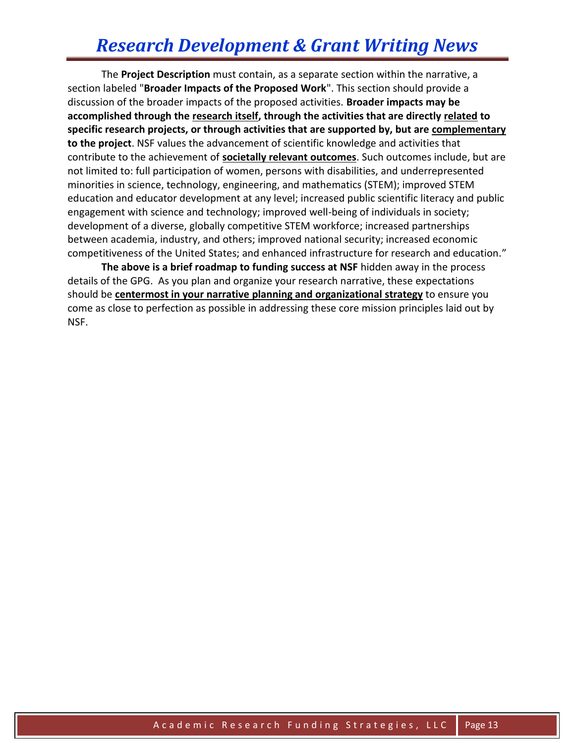The **Project Description** must contain, as a separate section within the narrative, a section labeled "**Broader Impacts of the Proposed Work**". This section should provide a discussion of the broader impacts of the proposed activities. **Broader impacts may be accomplished through the <u>research itself</u>, through the activities that are directly <u>related</u> to specific research projects, or through activities that are supported by, but are <u>complementary</u> to the project**. NSF values the advancement of scientific knowledge and activities that contribute to the achievement of **<u>societally relevant outcomes</u>**. Such outcomes include, but are not limited to: full participation of women, persons with disabilities, and underrepresented minorities in science, technology, engineering, and mathematics (STEM); improved STEM education and educator development at any level; increased public scientific literacy and public engagement with science and technology; improved well-being of individuals in society; development of a diverse, globally competitive STEM workforce; increased partnerships between academia, industry, and others; improved national security; increased economic competitiveness of the United States; and enhanced infrastructure for research and education."

**The above is a brief roadmap to funding success at NSF** hidden away in the process details of the GPG. As you plan and organize your research narrative, these expectations should be **<u>centermost in your narrative planning and organizational strategy</u>** to ensure you come as close to perfection as possible in addressing these core mission principles laid out by NSF.